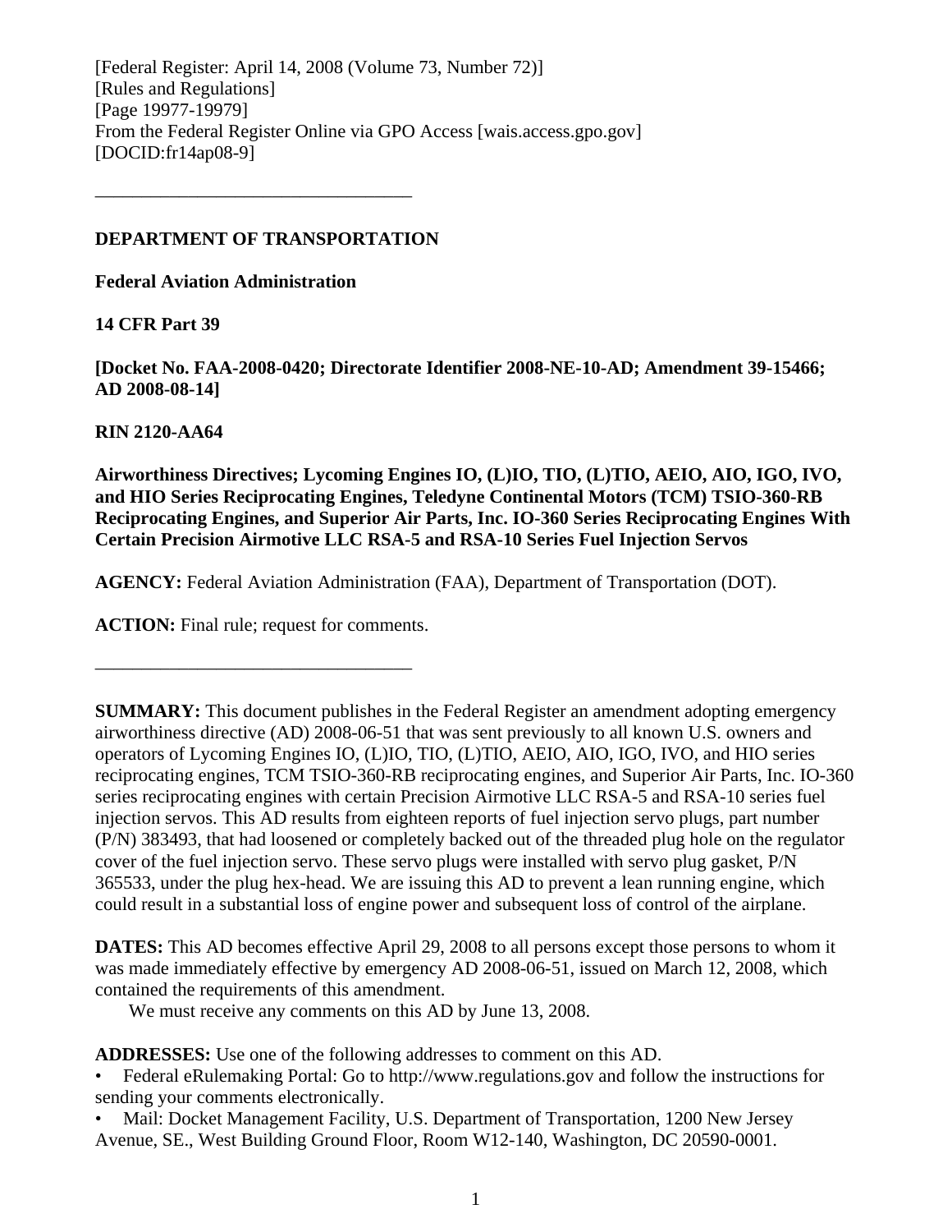[Federal Register: April 14, 2008 (Volume 73, Number 72)]
[Rules and Regulations]
[Page 19977-19979]
From the Federal Register Online via GPO Access [wais.access.gpo.gov]
[DOCID:fr14ap08-9]

---

**DEPARTMENT OF TRANSPORTATION**

**Federal Aviation Administration**

**14 CFR Part 39**

**[Docket No. FAA-2008-0420; Directorate Identifier 2008-NE-10-AD; Amendment 39-15466; AD 2008-08-14]**

**RIN 2120-AA64**

**Airworthiness Directives; Lycoming Engines IO, (L)IO, TIO, (L)TIO, AEIO, AIO, IGO, IVO, and HIO Series Reciprocating Engines, Teledyne Continental Motors (TCM) TSIO-360-RB Reciprocating Engines, and Superior Air Parts, Inc. IO-360 Series Reciprocating Engines With Certain Precision Airmotive LLC RSA-5 and RSA-10 Series Fuel Injection Servos**

**AGENCY:** Federal Aviation Administration (FAA), Department of Transportation (DOT).

**ACTION:** Final rule; request for comments.

---

**SUMMARY:** This document publishes in the Federal Register an amendment adopting emergency airworthiness directive (AD) 2008-06-51 that was sent previously to all known U.S. owners and operators of Lycoming Engines IO, (L)IO, TIO, (L)TIO, AEIO, AIO, IGO, IVO, and HIO series reciprocating engines, TCM TSIO-360-RB reciprocating engines, and Superior Air Parts, Inc. IO-360 series reciprocating engines with certain Precision Airmotive LLC RSA-5 and RSA-10 series fuel injection servos. This AD results from eighteen reports of fuel injection servo plugs, part number (P/N) 383493, that had loosened or completely backed out of the threaded plug hole on the regulator cover of the fuel injection servo. These servo plugs were installed with servo plug gasket, P/N 365533, under the plug hex-head. We are issuing this AD to prevent a lean running engine, which could result in a substantial loss of engine power and subsequent loss of control of the airplane.

**DATES:** This AD becomes effective April 29, 2008 to all persons except those persons to whom it was made immediately effective by emergency AD 2008-06-51, issued on March 12, 2008, which contained the requirements of this amendment.

We must receive any comments on this AD by June 13, 2008.

**ADDRESSES:** Use one of the following addresses to comment on this AD.

- Federal eRulemaking Portal: Go to http://www.regulations.gov and follow the instructions for sending your comments electronically.
- Mail: Docket Management Facility, U.S. Department of Transportation, 1200 New Jersey Avenue, SE., West Building Ground Floor, Room W12-140, Washington, DC 20590-0001.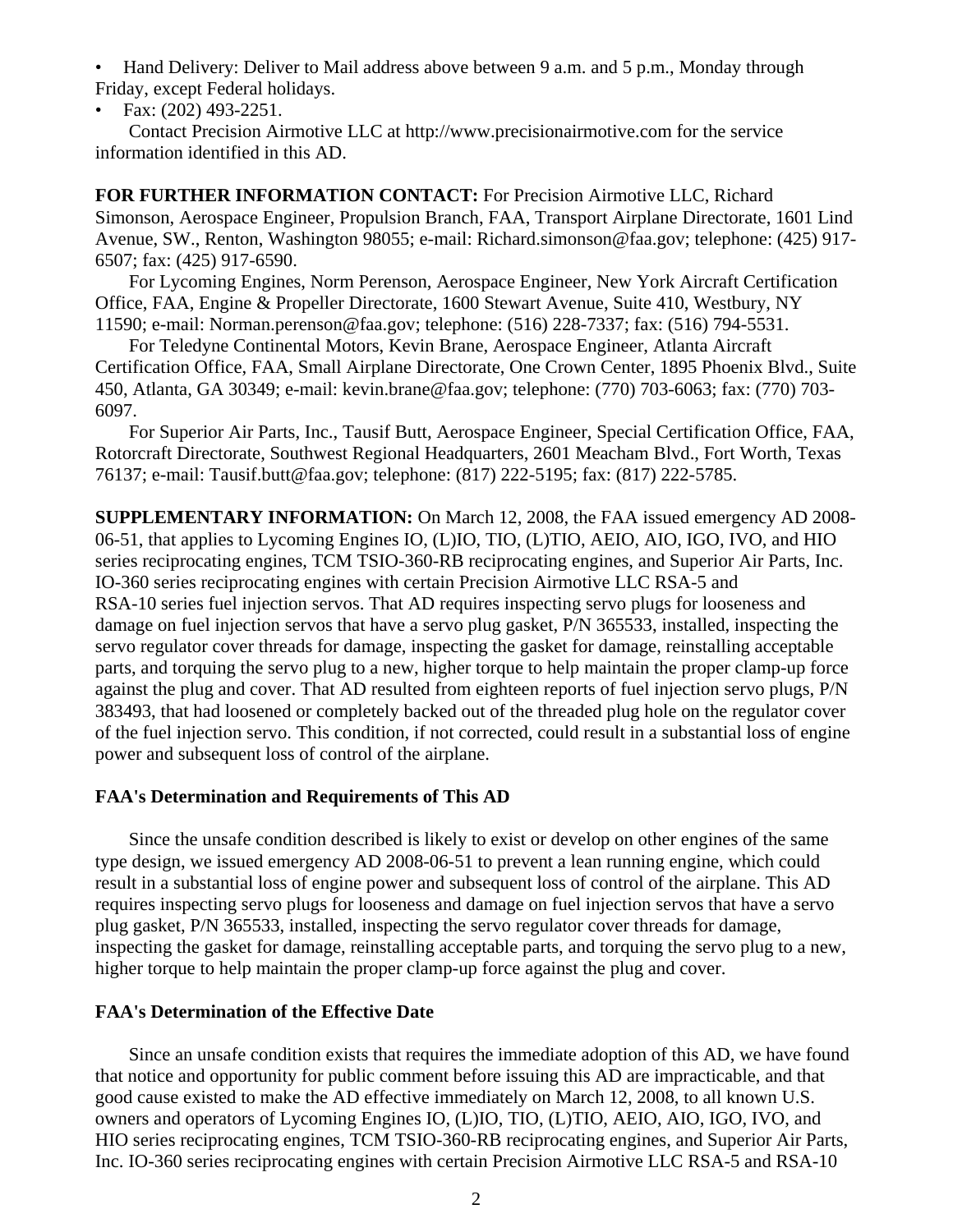- Hand Delivery: Deliver to Mail address above between 9 a.m. and 5 p.m., Monday through Friday, except Federal holidays.
- Fax: (202) 493-2251.

Contact Precision Airmotive LLC at http://www.precisionairmotive.com for the service information identified in this AD.

**FOR FURTHER INFORMATION CONTACT:** For Precision Airmotive LLC, Richard Simonson, Aerospace Engineer, Propulsion Branch, FAA, Transport Airplane Directorate, 1601 Lind Avenue, SW., Renton, Washington 98055; e-mail: Richard.simonson@faa.gov; telephone: (425) 917-6507; fax: (425) 917-6590.

For Lycoming Engines, Norm Perenson, Aerospace Engineer, New York Aircraft Certification Office, FAA, Engine & Propeller Directorate, 1600 Stewart Avenue, Suite 410, Westbury, NY 11590; e-mail: Norman.perenson@faa.gov; telephone: (516) 228-7337; fax: (516) 794-5531.

For Teledyne Continental Motors, Kevin Brane, Aerospace Engineer, Atlanta Aircraft Certification Office, FAA, Small Airplane Directorate, One Crown Center, 1895 Phoenix Blvd., Suite 450, Atlanta, GA 30349; e-mail: kevin.brane@faa.gov; telephone: (770) 703-6063; fax: (770) 703-6097.

For Superior Air Parts, Inc., Tausif Butt, Aerospace Engineer, Special Certification Office, FAA, Rotorcraft Directorate, Southwest Regional Headquarters, 2601 Meacham Blvd., Fort Worth, Texas 76137; e-mail: Tausif.butt@faa.gov; telephone: (817) 222-5195; fax: (817) 222-5785.

**SUPPLEMENTARY INFORMATION:** On March 12, 2008, the FAA issued emergency AD 2008-06-51, that applies to Lycoming Engines IO, (L)IO, TIO, (L)TIO, AEIO, AIO, IGO, IVO, and HIO series reciprocating engines, TCM TSIO-360-RB reciprocating engines, and Superior Air Parts, Inc. IO-360 series reciprocating engines with certain Precision Airmotive LLC RSA-5 and RSA-10 series fuel injection servos. That AD requires inspecting servo plugs for looseness and damage on fuel injection servos that have a servo plug gasket, P/N 365533, installed, inspecting the servo regulator cover threads for damage, inspecting the gasket for damage, reinstalling acceptable parts, and torquing the servo plug to a new, higher torque to help maintain the proper clamp-up force against the plug and cover. That AD resulted from eighteen reports of fuel injection servo plugs, P/N 383493, that had loosened or completely backed out of the threaded plug hole on the regulator cover of the fuel injection servo. This condition, if not corrected, could result in a substantial loss of engine power and subsequent loss of control of the airplane.

### FAA's Determination and Requirements of This AD

Since the unsafe condition described is likely to exist or develop on other engines of the same type design, we issued emergency AD 2008-06-51 to prevent a lean running engine, which could result in a substantial loss of engine power and subsequent loss of control of the airplane. This AD requires inspecting servo plugs for looseness and damage on fuel injection servos that have a servo plug gasket, P/N 365533, installed, inspecting the servo regulator cover threads for damage, inspecting the gasket for damage, reinstalling acceptable parts, and torquing the servo plug to a new, higher torque to help maintain the proper clamp-up force against the plug and cover.

### FAA's Determination of the Effective Date

Since an unsafe condition exists that requires the immediate adoption of this AD, we have found that notice and opportunity for public comment before issuing this AD are impracticable, and that good cause existed to make the AD effective immediately on March 12, 2008, to all known U.S. owners and operators of Lycoming Engines IO, (L)IO, TIO, (L)TIO, AEIO, AIO, IGO, IVO, and HIO series reciprocating engines, TCM TSIO-360-RB reciprocating engines, and Superior Air Parts, Inc. IO-360 series reciprocating engines with certain Precision Airmotive LLC RSA-5 and RSA-10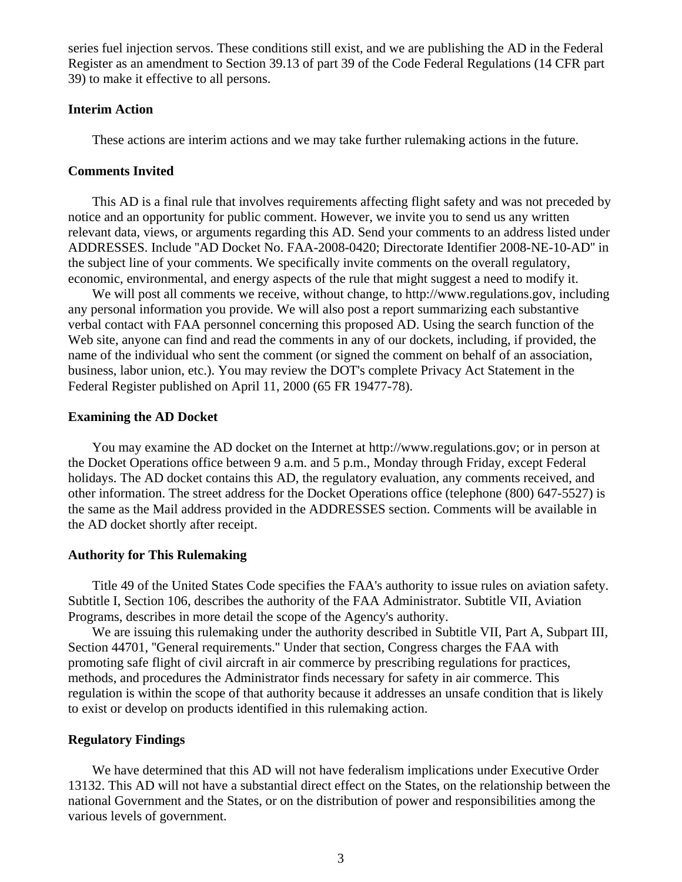series fuel injection servos. These conditions still exist, and we are publishing the AD in the Federal Register as an amendment to Section 39.13 of part 39 of the Code Federal Regulations (14 CFR part 39) to make it effective to all persons.

**Interim Action**

These actions are interim actions and we may take further rulemaking actions in the future.

**Comments Invited**

This AD is a final rule that involves requirements affecting flight safety and was not preceded by notice and an opportunity for public comment. However, we invite you to send us any written relevant data, views, or arguments regarding this AD. Send your comments to an address listed under ADDRESSES. Include "AD Docket No. FAA-2008-0420; Directorate Identifier 2008-NE-10-AD" in the subject line of your comments. We specifically invite comments on the overall regulatory, economic, environmental, and energy aspects of the rule that might suggest a need to modify it.

We will post all comments we receive, without change, to http://www.regulations.gov, including any personal information you provide. We will also post a report summarizing each substantive verbal contact with FAA personnel concerning this proposed AD. Using the search function of the Web site, anyone can find and read the comments in any of our dockets, including, if provided, the name of the individual who sent the comment (or signed the comment on behalf of an association, business, labor union, etc.). You may review the DOT's complete Privacy Act Statement in the Federal Register published on April 11, 2000 (65 FR 19477-78).

**Examining the AD Docket**

You may examine the AD docket on the Internet at http://www.regulations.gov; or in person at the Docket Operations office between 9 a.m. and 5 p.m., Monday through Friday, except Federal holidays. The AD docket contains this AD, the regulatory evaluation, any comments received, and other information. The street address for the Docket Operations office (telephone (800) 647-5527) is the same as the Mail address provided in the ADDRESSES section. Comments will be available in the AD docket shortly after receipt.

**Authority for This Rulemaking**

Title 49 of the United States Code specifies the FAA's authority to issue rules on aviation safety. Subtitle I, Section 106, describes the authority of the FAA Administrator. Subtitle VII, Aviation Programs, describes in more detail the scope of the Agency's authority.

We are issuing this rulemaking under the authority described in Subtitle VII, Part A, Subpart III, Section 44701, "General requirements." Under that section, Congress charges the FAA with promoting safe flight of civil aircraft in air commerce by prescribing regulations for practices, methods, and procedures the Administrator finds necessary for safety in air commerce. This regulation is within the scope of that authority because it addresses an unsafe condition that is likely to exist or develop on products identified in this rulemaking action.

**Regulatory Findings**

We have determined that this AD will not have federalism implications under Executive Order 13132. This AD will not have a substantial direct effect on the States, on the relationship between the national Government and the States, or on the distribution of power and responsibilities among the various levels of government.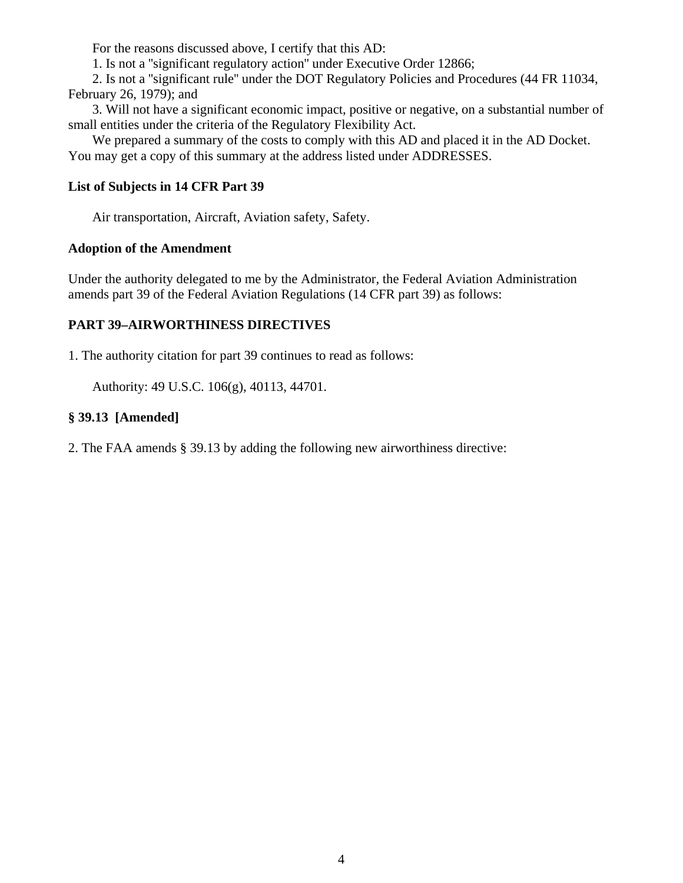For the reasons discussed above, I certify that this AD:

1. Is not a "significant regulatory action" under Executive Order 12866;

2. Is not a "significant rule" under the DOT Regulatory Policies and Procedures (44 FR 11034, February 26, 1979); and

3. Will not have a significant economic impact, positive or negative, on a substantial number of small entities under the criteria of the Regulatory Flexibility Act.

We prepared a summary of the costs to comply with this AD and placed it in the AD Docket. You may get a copy of this summary at the address listed under ADDRESSES.

**List of Subjects in 14 CFR Part 39**

Air transportation, Aircraft, Aviation safety, Safety.

**Adoption of the Amendment**

Under the authority delegated to me by the Administrator, the Federal Aviation Administration amends part 39 of the Federal Aviation Regulations (14 CFR part 39) as follows:

**PART 39–AIRWORTHINESS DIRECTIVES**

1. The authority citation for part 39 continues to read as follows:

Authority: 49 U.S.C. 106(g), 40113, 44701.

**§ 39.13 [Amended]**

2. The FAA amends § 39.13 by adding the following new airworthiness directive: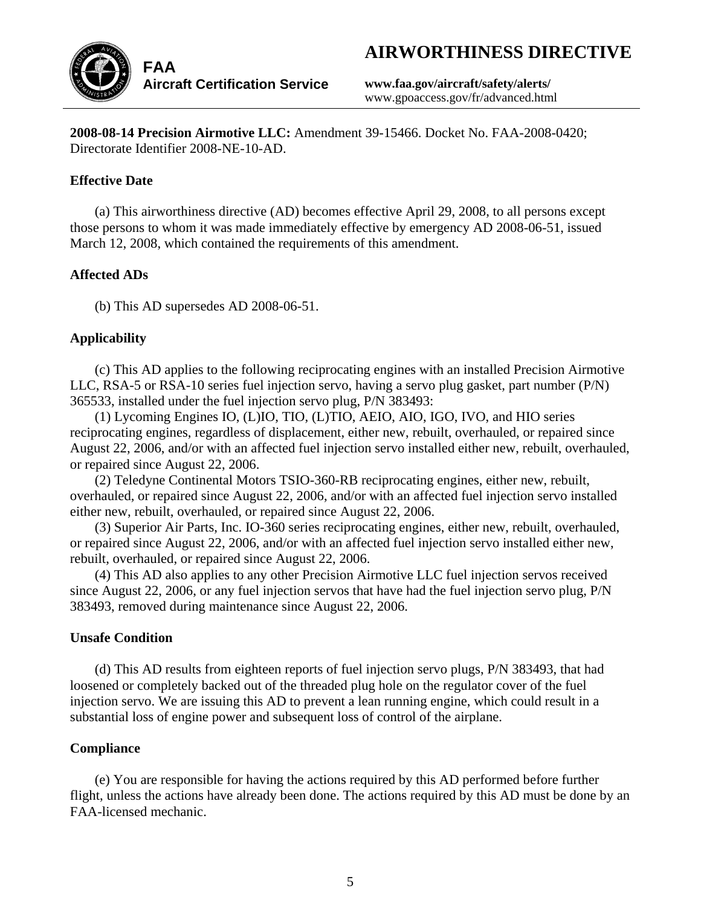**FAA**
**Aircraft Certification Service**

# AIRWORTHINESS DIRECTIVE

**www.faa.gov/aircraft/safety/alerts/**
www.gpoaccess.gov/fr/advanced.html

---

**2008-08-14 Precision Airmotive LLC:** Amendment 39-15466. Docket No. FAA-2008-0420; Directorate Identifier 2008-NE-10-AD.

### Effective Date

(a) This airworthiness directive (AD) becomes effective April 29, 2008, to all persons except those persons to whom it was made immediately effective by emergency AD 2008-06-51, issued March 12, 2008, which contained the requirements of this amendment.

### Affected ADs

(b) This AD supersedes AD 2008-06-51.

### Applicability

(c) This AD applies to the following reciprocating engines with an installed Precision Airmotive LLC, RSA-5 or RSA-10 series fuel injection servo, having a servo plug gasket, part number (P/N) 365533, installed under the fuel injection servo plug, P/N 383493:

(1) Lycoming Engines IO, (L)IO, TIO, (L)TIO, AEIO, AIO, IGO, IVO, and HIO series reciprocating engines, regardless of displacement, either new, rebuilt, overhauled, or repaired since August 22, 2006, and/or with an affected fuel injection servo installed either new, rebuilt, overhauled, or repaired since August 22, 2006.

(2) Teledyne Continental Motors TSIO-360-RB reciprocating engines, either new, rebuilt, overhauled, or repaired since August 22, 2006, and/or with an affected fuel injection servo installed either new, rebuilt, overhauled, or repaired since August 22, 2006.

(3) Superior Air Parts, Inc. IO-360 series reciprocating engines, either new, rebuilt, overhauled, or repaired since August 22, 2006, and/or with an affected fuel injection servo installed either new, rebuilt, overhauled, or repaired since August 22, 2006.

(4) This AD also applies to any other Precision Airmotive LLC fuel injection servos received since August 22, 2006, or any fuel injection servos that have had the fuel injection servo plug, P/N 383493, removed during maintenance since August 22, 2006.

### Unsafe Condition

(d) This AD results from eighteen reports of fuel injection servo plugs, P/N 383493, that had loosened or completely backed out of the threaded plug hole on the regulator cover of the fuel injection servo. We are issuing this AD to prevent a lean running engine, which could result in a substantial loss of engine power and subsequent loss of control of the airplane.

### Compliance

(e) You are responsible for having the actions required by this AD performed before further flight, unless the actions have already been done. The actions required by this AD must be done by an FAA-licensed mechanic.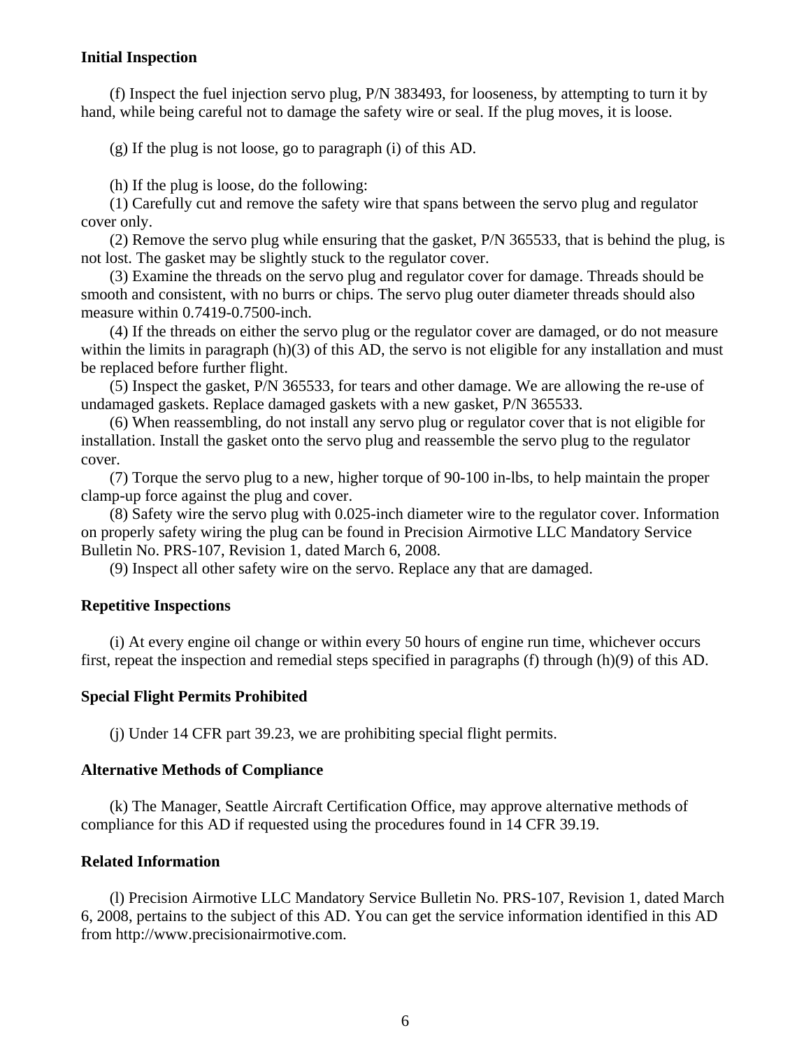**Initial Inspection**

(f) Inspect the fuel injection servo plug, P/N 383493, for looseness, by attempting to turn it by hand, while being careful not to damage the safety wire or seal. If the plug moves, it is loose.

(g) If the plug is not loose, go to paragraph (i) of this AD.

(h) If the plug is loose, do the following:

(1) Carefully cut and remove the safety wire that spans between the servo plug and regulator cover only.

(2) Remove the servo plug while ensuring that the gasket, P/N 365533, that is behind the plug, is not lost. The gasket may be slightly stuck to the regulator cover.

(3) Examine the threads on the servo plug and regulator cover for damage. Threads should be smooth and consistent, with no burrs or chips. The servo plug outer diameter threads should also measure within 0.7419-0.7500-inch.

(4) If the threads on either the servo plug or the regulator cover are damaged, or do not measure within the limits in paragraph (h)(3) of this AD, the servo is not eligible for any installation and must be replaced before further flight.

(5) Inspect the gasket, P/N 365533, for tears and other damage. We are allowing the re-use of undamaged gaskets. Replace damaged gaskets with a new gasket, P/N 365533.

(6) When reassembling, do not install any servo plug or regulator cover that is not eligible for installation. Install the gasket onto the servo plug and reassemble the servo plug to the regulator cover.

(7) Torque the servo plug to a new, higher torque of 90-100 in-lbs, to help maintain the proper clamp-up force against the plug and cover.

(8) Safety wire the servo plug with 0.025-inch diameter wire to the regulator cover. Information on properly safety wiring the plug can be found in Precision Airmotive LLC Mandatory Service Bulletin No. PRS-107, Revision 1, dated March 6, 2008.

(9) Inspect all other safety wire on the servo. Replace any that are damaged.

**Repetitive Inspections**

(i) At every engine oil change or within every 50 hours of engine run time, whichever occurs first, repeat the inspection and remedial steps specified in paragraphs (f) through (h)(9) of this AD.

**Special Flight Permits Prohibited**

(j) Under 14 CFR part 39.23, we are prohibiting special flight permits.

**Alternative Methods of Compliance**

(k) The Manager, Seattle Aircraft Certification Office, may approve alternative methods of compliance for this AD if requested using the procedures found in 14 CFR 39.19.

**Related Information**

(l) Precision Airmotive LLC Mandatory Service Bulletin No. PRS-107, Revision 1, dated March 6, 2008, pertains to the subject of this AD. You can get the service information identified in this AD from http://www.precisionairmotive.com.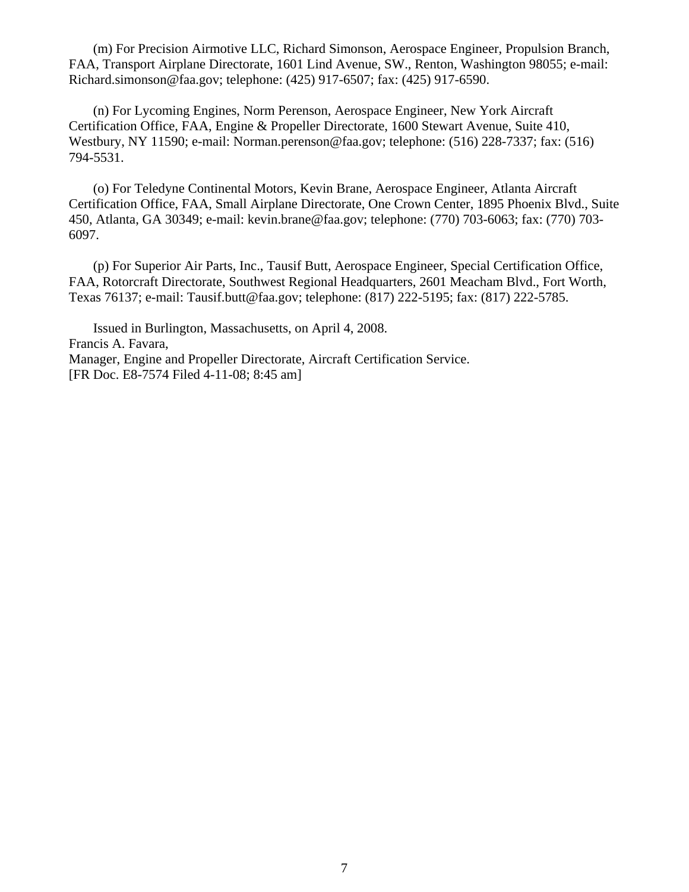(m) For Precision Airmotive LLC, Richard Simonson, Aerospace Engineer, Propulsion Branch, FAA, Transport Airplane Directorate, 1601 Lind Avenue, SW., Renton, Washington 98055; e-mail: Richard.simonson@faa.gov; telephone: (425) 917-6507; fax: (425) 917-6590.

(n) For Lycoming Engines, Norm Perenson, Aerospace Engineer, New York Aircraft Certification Office, FAA, Engine & Propeller Directorate, 1600 Stewart Avenue, Suite 410, Westbury, NY 11590; e-mail: Norman.perenson@faa.gov; telephone: (516) 228-7337; fax: (516) 794-5531.

(o) For Teledyne Continental Motors, Kevin Brane, Aerospace Engineer, Atlanta Aircraft Certification Office, FAA, Small Airplane Directorate, One Crown Center, 1895 Phoenix Blvd., Suite 450, Atlanta, GA 30349; e-mail: kevin.brane@faa.gov; telephone: (770) 703-6063; fax: (770) 703-6097.

(p) For Superior Air Parts, Inc., Tausif Butt, Aerospace Engineer, Special Certification Office, FAA, Rotorcraft Directorate, Southwest Regional Headquarters, 2601 Meacham Blvd., Fort Worth, Texas 76137; e-mail: Tausif.butt@faa.gov; telephone: (817) 222-5195; fax: (817) 222-5785.

Issued in Burlington, Massachusetts, on April 4, 2008.
Francis A. Favara,
Manager, Engine and Propeller Directorate, Aircraft Certification Service.
[FR Doc. E8-7574 Filed 4-11-08; 8:45 am]